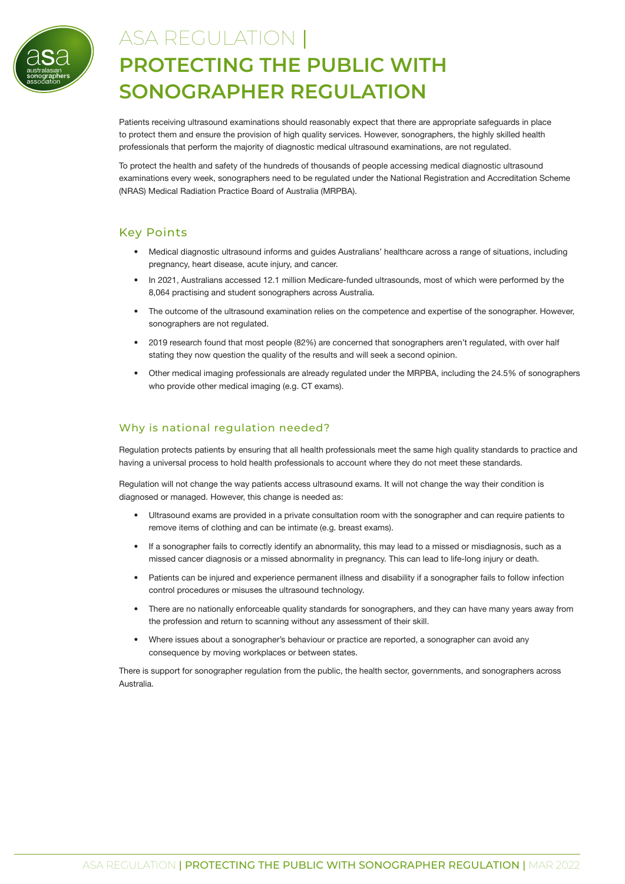# ASA REGULATION | PROTECTING THE PUBLIC WITH SONOGRAPHER REGULATION

Patients receiving ultrasound examinations should reasonably expect that there are appropriate safeguards in place to protect them and ensure the provision of high quality services. However, sonographers, the highly skilled health professionals that perform the majority of diagnostic medical ultrasound examinations, are not regulated.

To protect the health and safety of the hundreds of thousands of people accessing medical diagnostic ultrasound examinations every week, sonographers need to be regulated under the National Registration and Accreditation Scheme (NRAS) Medical Radiation Practice Board of Australia (MRPBA).

## Key Points

- Medical diagnostic ultrasound informs and guides Australians' healthcare across a range of situations, including pregnancy, heart disease, acute injury, and cancer.
- In 2021, Australians accessed 12.1 million Medicare-funded ultrasounds, most of which were performed by the 8,064 practising and student sonographers across Australia.
- The outcome of the ultrasound examination relies on the competence and expertise of the sonographer. However, sonographers are not regulated.
- 2019 research found that most people (82%) are concerned that sonographers aren't regulated, with over half stating they now question the quality of the results and will seek a second opinion.
- Other medical imaging professionals are already regulated under the MRPBA, including the 24.5% of sonographers who provide other medical imaging (e.g. CT exams).

## Why is national regulation needed?

Regulation protects patients by ensuring that all health professionals meet the same high quality standards to practice and having a universal process to hold health professionals to account where they do not meet these standards.

Regulation will not change the way patients access ultrasound exams. It will not change the way their condition is diagnosed or managed. However, this change is needed as:

- Ultrasound exams are provided in a private consultation room with the sonographer and can require patients to remove items of clothing and can be intimate (e.g. breast exams).
- If a sonographer fails to correctly identify an abnormality, this may lead to a missed or misdiagnosis, such as a missed cancer diagnosis or a missed abnormality in pregnancy. This can lead to life-long injury or death.
- Patients can be injured and experience permanent illness and disability if a sonographer fails to follow infection control procedures or misuses the ultrasound technology.
- There are no nationally enforceable quality standards for sonographers, and they can have many years away from the profession and return to scanning without any assessment of their skill.
- Where issues about a sonographer's behaviour or practice are reported, a sonographer can avoid any consequence by moving workplaces or between states.

There is support for sonographer regulation from the public, the health sector, governments, and sonographers across Australia.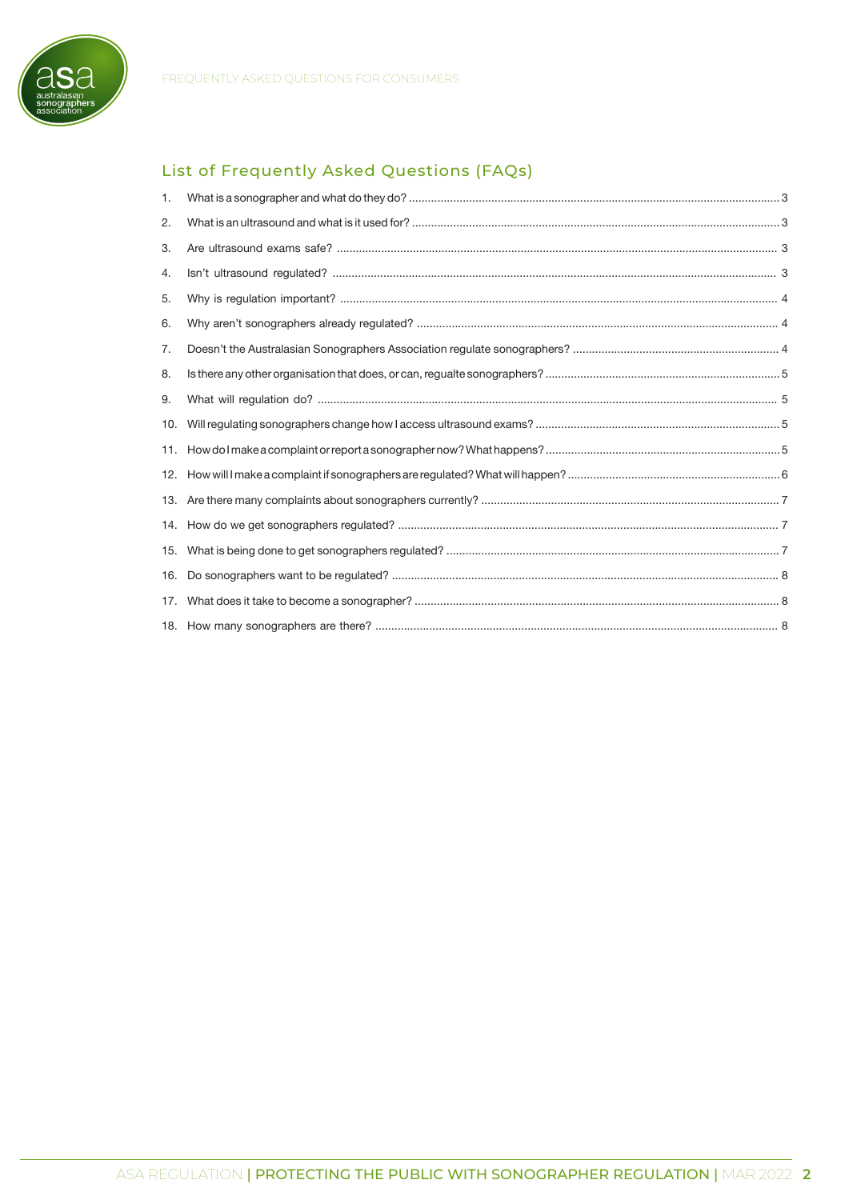## List of Frequently Asked Questions (FAQs)

1. What is a sonographer and what do they do? ... 3
2. What is an ultrasound and what is it used for? ... 3
3. Are ultrasound exams safe? ... 3
4. Isn't ultrasound regulated? ... 3
5. Why is regulation important? ... 4
6. Why aren't sonographers already regulated? ... 4
7. Doesn't the Australasian Sonographers Association regulate sonographers? ... 4
8. Is there any other organisation that does, or can, regualte sonographers? ... 5
9. What will regulation do? ... 5
10. Will regulating sonographers change how I access ultrasound exams? ... 5
11. How do I make a complaint or report a sonographer now? What happens? ... 5
12. How will I make a complaint if sonographers are regulated? What will happen? ... 6
13. Are there many complaints about sonographers currently? ... 7
14. How do we get sonographers regulated? ... 7
15. What is being done to get sonographers regulated? ... 7
16. Do sonographers want to be regulated? ... 8
17. What does it take to become a sonographer? ... 8
18. How many sonographers are there? ... 8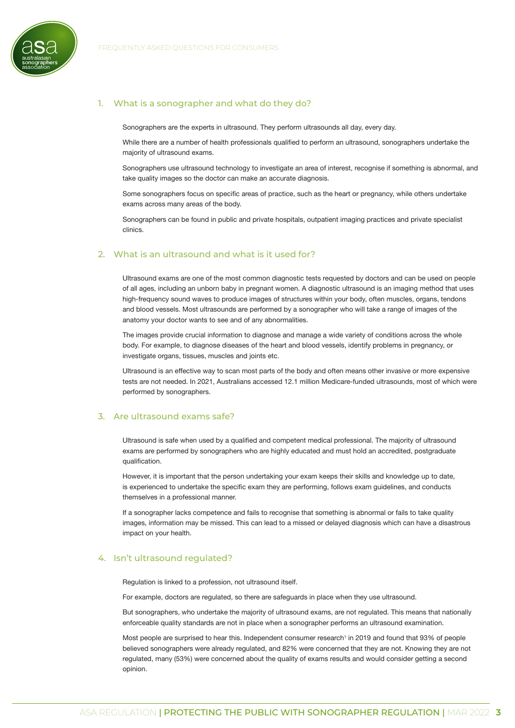## 1. What is a sonographer and what do they do?

Sonographers are the experts in ultrasound. They perform ultrasounds all day, every day.

While there are a number of health professionals qualified to perform an ultrasound, sonographers undertake the majority of ultrasound exams.

Sonographers use ultrasound technology to investigate an area of interest, recognise if something is abnormal, and take quality images so the doctor can make an accurate diagnosis.

Some sonographers focus on specific areas of practice, such as the heart or pregnancy, while others undertake exams across many areas of the body.

Sonographers can be found in public and private hospitals, outpatient imaging practices and private specialist clinics.

## 2. What is an ultrasound and what is it used for?

Ultrasound exams are one of the most common diagnostic tests requested by doctors and can be used on people of all ages, including an unborn baby in pregnant women. A diagnostic ultrasound is an imaging method that uses high-frequency sound waves to produce images of structures within your body, often muscles, organs, tendons and blood vessels. Most ultrasounds are performed by a sonographer who will take a range of images of the anatomy your doctor wants to see and of any abnormalities.

The images provide crucial information to diagnose and manage a wide variety of conditions across the whole body. For example, to diagnose diseases of the heart and blood vessels, identify problems in pregnancy, or investigate organs, tissues, muscles and joints etc.

Ultrasound is an effective way to scan most parts of the body and often means other invasive or more expensive tests are not needed. In 2021, Australians accessed 12.1 million Medicare-funded ultrasounds, most of which were performed by sonographers.

## 3. Are ultrasound exams safe?

Ultrasound is safe when used by a qualified and competent medical professional. The majority of ultrasound exams are performed by sonographers who are highly educated and must hold an accredited, postgraduate qualification.

However, it is important that the person undertaking your exam keeps their skills and knowledge up to date, is experienced to undertake the specific exam they are performing, follows exam guidelines, and conducts themselves in a professional manner.

If a sonographer lacks competence and fails to recognise that something is abnormal or fails to take quality images, information may be missed. This can lead to a missed or delayed diagnosis which can have a disastrous impact on your health.

## 4. Isn't ultrasound regulated?

Regulation is linked to a profession, not ultrasound itself.

For example, doctors are regulated, so there are safeguards in place when they use ultrasound.

But sonographers, who undertake the majority of ultrasound exams, are not regulated. This means that nationally enforceable quality standards are not in place when a sonographer performs an ultrasound examination.

Most people are surprised to hear this. Independent consumer research[1] in 2019 and found that 93% of people believed sonographers were already regulated, and 82% were concerned that they are not. Knowing they are not regulated, many (53%) were concerned about the quality of exams results and would consider getting a second opinion.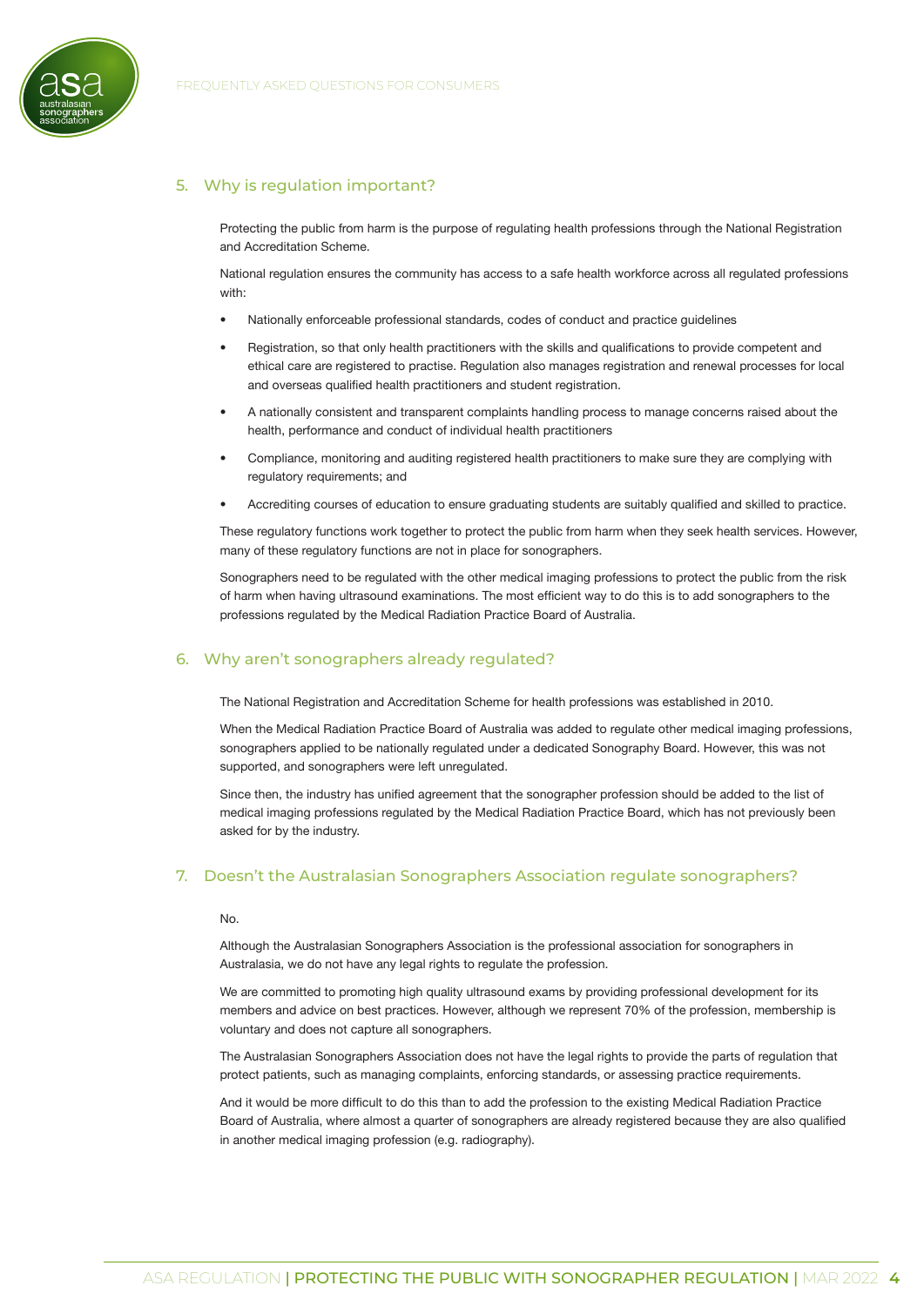## 5. Why is regulation important?

Protecting the public from harm is the purpose of regulating health professions through the National Registration and Accreditation Scheme.

National regulation ensures the community has access to a safe health workforce across all regulated professions with:

- Nationally enforceable professional standards, codes of conduct and practice guidelines
- Registration, so that only health practitioners with the skills and qualifications to provide competent and ethical care are registered to practise. Regulation also manages registration and renewal processes for local and overseas qualified health practitioners and student registration.
- A nationally consistent and transparent complaints handling process to manage concerns raised about the health, performance and conduct of individual health practitioners
- Compliance, monitoring and auditing registered health practitioners to make sure they are complying with regulatory requirements; and
- Accrediting courses of education to ensure graduating students are suitably qualified and skilled to practice.

These regulatory functions work together to protect the public from harm when they seek health services. However, many of these regulatory functions are not in place for sonographers.

Sonographers need to be regulated with the other medical imaging professions to protect the public from the risk of harm when having ultrasound examinations. The most efficient way to do this is to add sonographers to the professions regulated by the Medical Radiation Practice Board of Australia.

## 6. Why aren't sonographers already regulated?

The National Registration and Accreditation Scheme for health professions was established in 2010.

When the Medical Radiation Practice Board of Australia was added to regulate other medical imaging professions, sonographers applied to be nationally regulated under a dedicated Sonography Board. However, this was not supported, and sonographers were left unregulated.

Since then, the industry has unified agreement that the sonographer profession should be added to the list of medical imaging professions regulated by the Medical Radiation Practice Board, which has not previously been asked for by the industry.

## 7. Doesn't the Australasian Sonographers Association regulate sonographers?

No.

Although the Australasian Sonographers Association is the professional association for sonographers in Australasia, we do not have any legal rights to regulate the profession.

We are committed to promoting high quality ultrasound exams by providing professional development for its members and advice on best practices. However, although we represent 70% of the profession, membership is voluntary and does not capture all sonographers.

The Australasian Sonographers Association does not have the legal rights to provide the parts of regulation that protect patients, such as managing complaints, enforcing standards, or assessing practice requirements.

And it would be more difficult to do this than to add the profession to the existing Medical Radiation Practice Board of Australia, where almost a quarter of sonographers are already registered because they are also qualified in another medical imaging profession (e.g. radiography).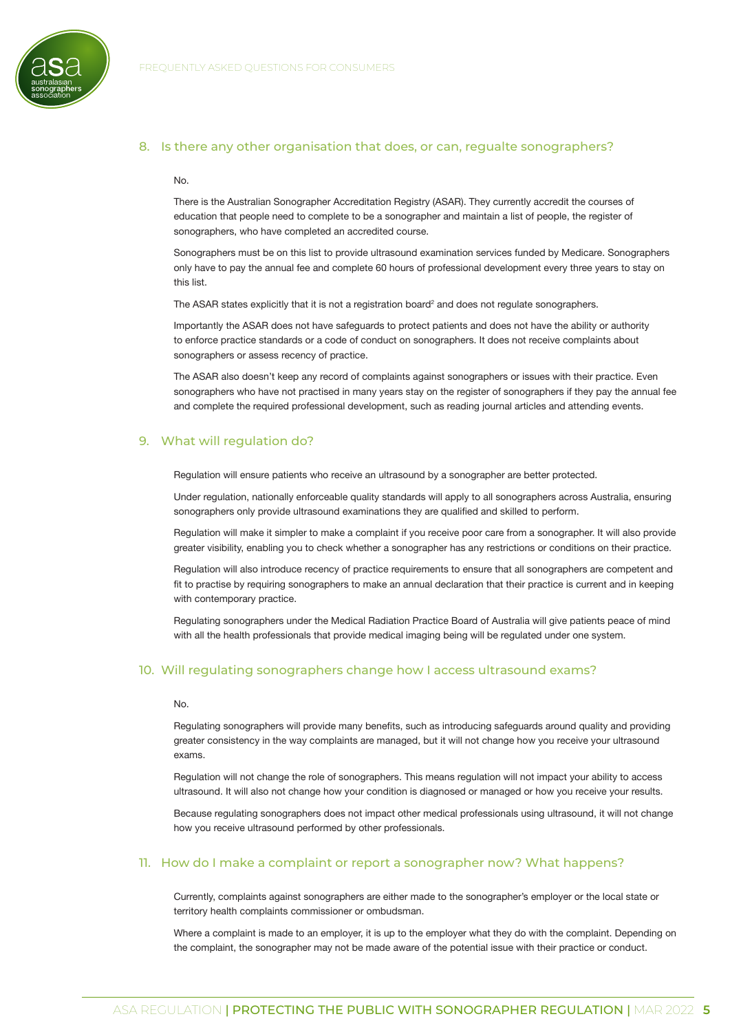## 8. Is there any other organisation that does, or can, regualte sonographers?

No.

There is the Australian Sonographer Accreditation Registry (ASAR). They currently accredit the courses of education that people need to complete to be a sonographer and maintain a list of people, the register of sonographers, who have completed an accredited course.

Sonographers must be on this list to provide ultrasound examination services funded by Medicare. Sonographers only have to pay the annual fee and complete 60 hours of professional development every three years to stay on this list.

The ASAR states explicitly that it is not a registration board[2] and does not regulate sonographers.

Importantly the ASAR does not have safeguards to protect patients and does not have the ability or authority to enforce practice standards or a code of conduct on sonographers. It does not receive complaints about sonographers or assess recency of practice.

The ASAR also doesn't keep any record of complaints against sonographers or issues with their practice. Even sonographers who have not practised in many years stay on the register of sonographers if they pay the annual fee and complete the required professional development, such as reading journal articles and attending events.

## 9. What will regulation do?

Regulation will ensure patients who receive an ultrasound by a sonographer are better protected.

Under regulation, nationally enforceable quality standards will apply to all sonographers across Australia, ensuring sonographers only provide ultrasound examinations they are qualified and skilled to perform.

Regulation will make it simpler to make a complaint if you receive poor care from a sonographer. It will also provide greater visibility, enabling you to check whether a sonographer has any restrictions or conditions on their practice.

Regulation will also introduce recency of practice requirements to ensure that all sonographers are competent and fit to practise by requiring sonographers to make an annual declaration that their practice is current and in keeping with contemporary practice.

Regulating sonographers under the Medical Radiation Practice Board of Australia will give patients peace of mind with all the health professionals that provide medical imaging being will be regulated under one system.

## 10. Will regulating sonographers change how I access ultrasound exams?

No.

Regulating sonographers will provide many benefits, such as introducing safeguards around quality and providing greater consistency in the way complaints are managed, but it will not change how you receive your ultrasound exams.

Regulation will not change the role of sonographers. This means regulation will not impact your ability to access ultrasound. It will also not change how your condition is diagnosed or managed or how you receive your results.

Because regulating sonographers does not impact other medical professionals using ultrasound, it will not change how you receive ultrasound performed by other professionals.

## 11. How do I make a complaint or report a sonographer now? What happens?

Currently, complaints against sonographers are either made to the sonographer's employer or the local state or territory health complaints commissioner or ombudsman.

Where a complaint is made to an employer, it is up to the employer what they do with the complaint. Depending on the complaint, the sonographer may not be made aware of the potential issue with their practice or conduct.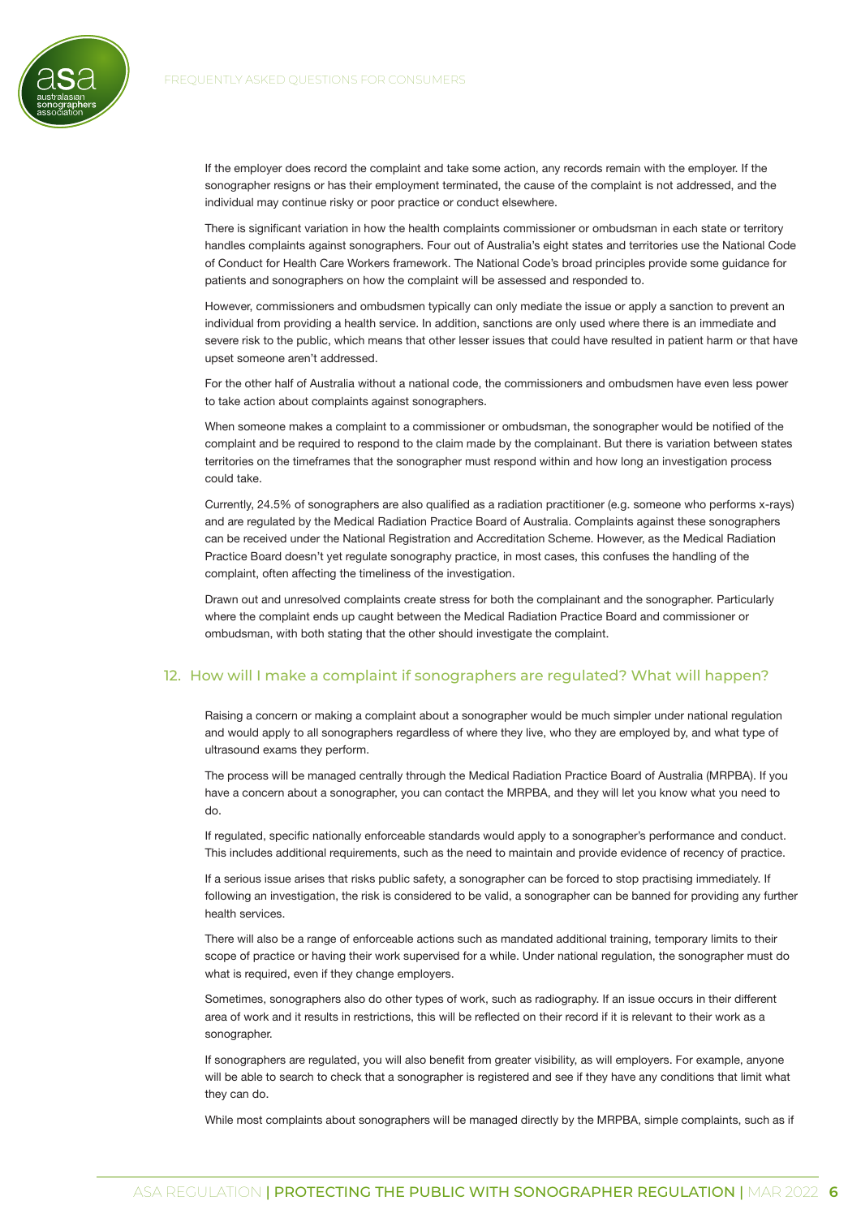If the employer does record the complaint and take some action, any records remain with the employer. If the sonographer resigns or has their employment terminated, the cause of the complaint is not addressed, and the individual may continue risky or poor practice or conduct elsewhere.

There is significant variation in how the health complaints commissioner or ombudsman in each state or territory handles complaints against sonographers. Four out of Australia's eight states and territories use the National Code of Conduct for Health Care Workers framework. The National Code's broad principles provide some guidance for patients and sonographers on how the complaint will be assessed and responded to.

However, commissioners and ombudsmen typically can only mediate the issue or apply a sanction to prevent an individual from providing a health service. In addition, sanctions are only used where there is an immediate and severe risk to the public, which means that other lesser issues that could have resulted in patient harm or that have upset someone aren't addressed.

For the other half of Australia without a national code, the commissioners and ombudsmen have even less power to take action about complaints against sonographers.

When someone makes a complaint to a commissioner or ombudsman, the sonographer would be notified of the complaint and be required to respond to the claim made by the complainant. But there is variation between states territories on the timeframes that the sonographer must respond within and how long an investigation process could take.

Currently, 24.5% of sonographers are also qualified as a radiation practitioner (e.g. someone who performs x-rays) and are regulated by the Medical Radiation Practice Board of Australia. Complaints against these sonographers can be received under the National Registration and Accreditation Scheme. However, as the Medical Radiation Practice Board doesn't yet regulate sonography practice, in most cases, this confuses the handling of the complaint, often affecting the timeliness of the investigation.

Drawn out and unresolved complaints create stress for both the complainant and the sonographer. Particularly where the complaint ends up caught between the Medical Radiation Practice Board and commissioner or ombudsman, with both stating that the other should investigate the complaint.

## 12. How will I make a complaint if sonographers are regulated? What will happen?

Raising a concern or making a complaint about a sonographer would be much simpler under national regulation and would apply to all sonographers regardless of where they live, who they are employed by, and what type of ultrasound exams they perform.

The process will be managed centrally through the Medical Radiation Practice Board of Australia (MRPBA). If you have a concern about a sonographer, you can contact the MRPBA, and they will let you know what you need to do.

If regulated, specific nationally enforceable standards would apply to a sonographer's performance and conduct. This includes additional requirements, such as the need to maintain and provide evidence of recency of practice.

If a serious issue arises that risks public safety, a sonographer can be forced to stop practising immediately. If following an investigation, the risk is considered to be valid, a sonographer can be banned for providing any further health services.

There will also be a range of enforceable actions such as mandated additional training, temporary limits to their scope of practice or having their work supervised for a while. Under national regulation, the sonographer must do what is required, even if they change employers.

Sometimes, sonographers also do other types of work, such as radiography. If an issue occurs in their different area of work and it results in restrictions, this will be reflected on their record if it is relevant to their work as a sonographer.

If sonographers are regulated, you will also benefit from greater visibility, as will employers. For example, anyone will be able to search to check that a sonographer is registered and see if they have any conditions that limit what they can do.

While most complaints about sonographers will be managed directly by the MRPBA, simple complaints, such as if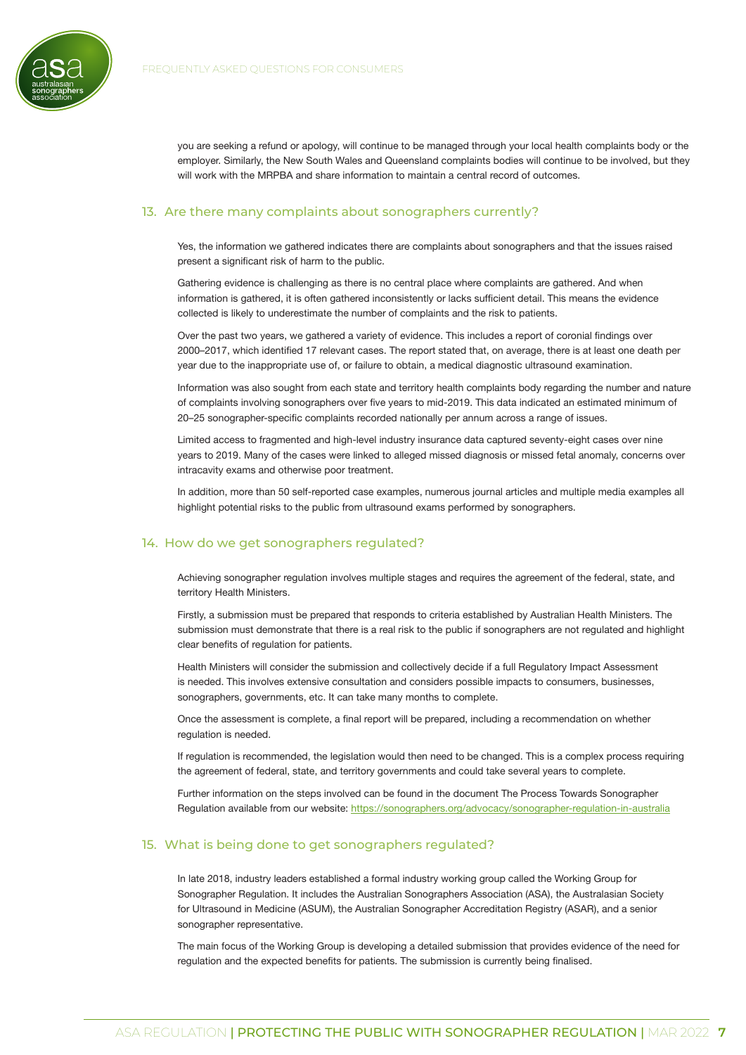you are seeking a refund or apology, will continue to be managed through your local health complaints body or the employer. Similarly, the New South Wales and Queensland complaints bodies will continue to be involved, but they will work with the MRPBA and share information to maintain a central record of outcomes.

## 13. Are there many complaints about sonographers currently?

Yes, the information we gathered indicates there are complaints about sonographers and that the issues raised present a significant risk of harm to the public.

Gathering evidence is challenging as there is no central place where complaints are gathered. And when information is gathered, it is often gathered inconsistently or lacks sufficient detail. This means the evidence collected is likely to underestimate the number of complaints and the risk to patients.

Over the past two years, we gathered a variety of evidence. This includes a report of coronial findings over 2000–2017, which identified 17 relevant cases. The report stated that, on average, there is at least one death per year due to the inappropriate use of, or failure to obtain, a medical diagnostic ultrasound examination.

Information was also sought from each state and territory health complaints body regarding the number and nature of complaints involving sonographers over five years to mid-2019. This data indicated an estimated minimum of 20–25 sonographer-specific complaints recorded nationally per annum across a range of issues.

Limited access to fragmented and high-level industry insurance data captured seventy-eight cases over nine years to 2019. Many of the cases were linked to alleged missed diagnosis or missed fetal anomaly, concerns over intracavity exams and otherwise poor treatment.

In addition, more than 50 self-reported case examples, numerous journal articles and multiple media examples all highlight potential risks to the public from ultrasound exams performed by sonographers.

## 14. How do we get sonographers regulated?

Achieving sonographer regulation involves multiple stages and requires the agreement of the federal, state, and territory Health Ministers.

Firstly, a submission must be prepared that responds to criteria established by Australian Health Ministers. The submission must demonstrate that there is a real risk to the public if sonographers are not regulated and highlight clear benefits of regulation for patients.

Health Ministers will consider the submission and collectively decide if a full Regulatory Impact Assessment is needed. This involves extensive consultation and considers possible impacts to consumers, businesses, sonographers, governments, etc. It can take many months to complete.

Once the assessment is complete, a final report will be prepared, including a recommendation on whether regulation is needed.

If regulation is recommended, the legislation would then need to be changed. This is a complex process requiring the agreement of federal, state, and territory governments and could take several years to complete.

Further information on the steps involved can be found in the document The Process Towards Sonographer Regulation available from our website: https://sonographers.org/advocacy/sonographer-regulation-in-australia

## 15. What is being done to get sonographers regulated?

In late 2018, industry leaders established a formal industry working group called the Working Group for Sonographer Regulation. It includes the Australian Sonographers Association (ASA), the Australasian Society for Ultrasound in Medicine (ASUM), the Australian Sonographer Accreditation Registry (ASAR), and a senior sonographer representative.

The main focus of the Working Group is developing a detailed submission that provides evidence of the need for regulation and the expected benefits for patients. The submission is currently being finalised.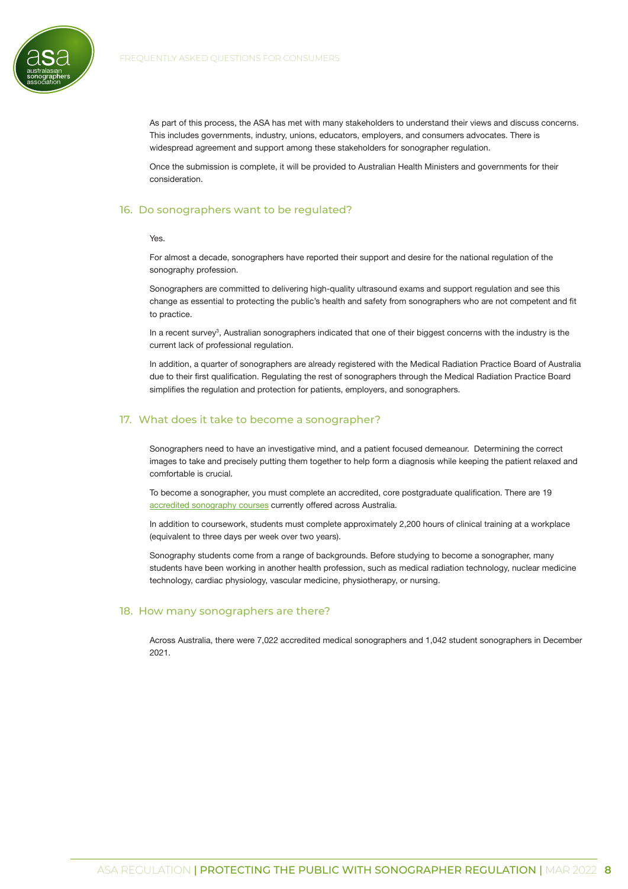As part of this process, the ASA has met with many stakeholders to understand their views and discuss concerns. This includes governments, industry, unions, educators, employers, and consumers advocates. There is widespread agreement and support among these stakeholders for sonographer regulation.

Once the submission is complete, it will be provided to Australian Health Ministers and governments for their consideration.

## 16. Do sonographers want to be regulated?

Yes.

For almost a decade, sonographers have reported their support and desire for the national regulation of the sonography profession.

Sonographers are committed to delivering high-quality ultrasound exams and support regulation and see this change as essential to protecting the public's health and safety from sonographers who are not competent and fit to practice.

In a recent survey[3], Australian sonographers indicated that one of their biggest concerns with the industry is the current lack of professional regulation.

In addition, a quarter of sonographers are already registered with the Medical Radiation Practice Board of Australia due to their first qualification. Regulating the rest of sonographers through the Medical Radiation Practice Board simplifies the regulation and protection for patients, employers, and sonographers.

## 17. What does it take to become a sonographer?

Sonographers need to have an investigative mind, and a patient focused demeanour. Determining the correct images to take and precisely putting them together to help form a diagnosis while keeping the patient relaxed and comfortable is crucial.

To become a sonographer, you must complete an accredited, core postgraduate qualification. There are 19 accredited sonography courses currently offered across Australia.

In addition to coursework, students must complete approximately 2,200 hours of clinical training at a workplace (equivalent to three days per week over two years).

Sonography students come from a range of backgrounds. Before studying to become a sonographer, many students have been working in another health profession, such as medical radiation technology, nuclear medicine technology, cardiac physiology, vascular medicine, physiotherapy, or nursing.

## 18. How many sonographers are there?

Across Australia, there were 7,022 accredited medical sonographers and 1,042 student sonographers in December 2021.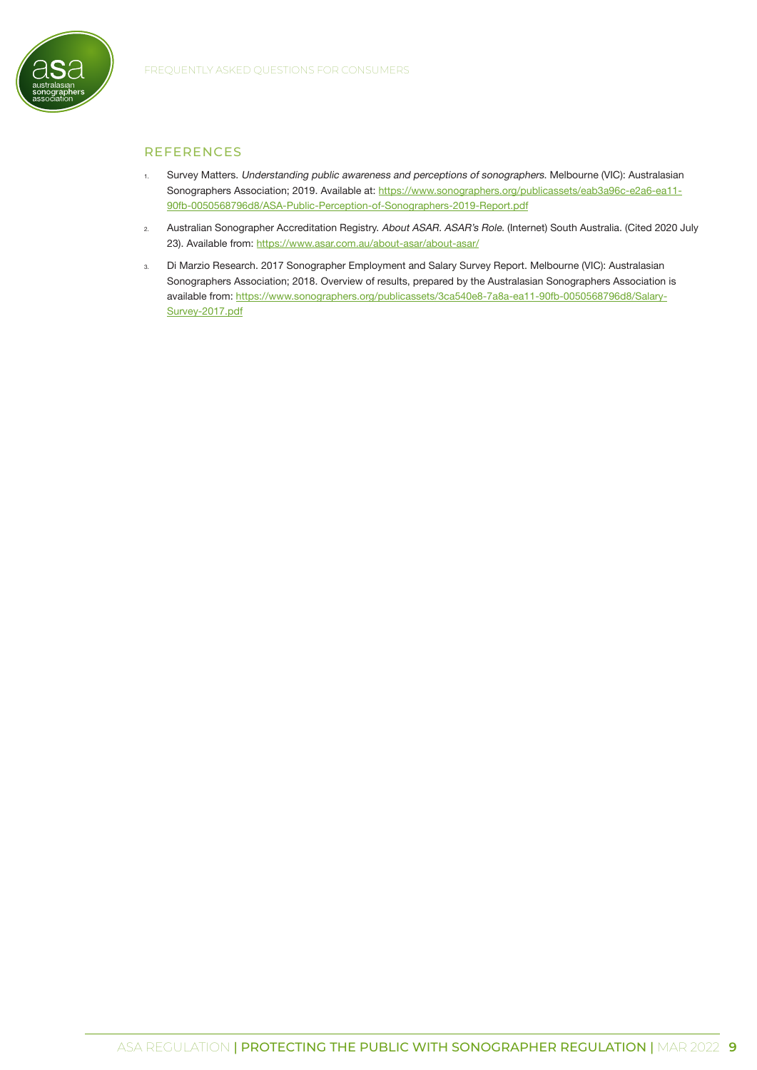## REFERENCES

1. Survey Matters. *Understanding public awareness and perceptions of sonographers.* Melbourne (VIC): Australasian Sonographers Association; 2019. Available at: https://www.sonographers.org/publicassets/eab3a96c-e2a6-ea11-90fb-0050568796d8/ASA-Public-Perception-of-Sonographers-2019-Report.pdf
2. Australian Sonographer Accreditation Registry. *About ASAR. ASAR's Role.* (Internet) South Australia. (Cited 2020 July 23). Available from: https://www.asar.com.au/about-asar/about-asar/
3. Di Marzio Research. 2017 Sonographer Employment and Salary Survey Report. Melbourne (VIC): Australasian Sonographers Association; 2018. Overview of results, prepared by the Australasian Sonographers Association is available from: https://www.sonographers.org/publicassets/3ca540e8-7a8a-ea11-90fb-0050568796d8/Salary-Survey-2017.pdf